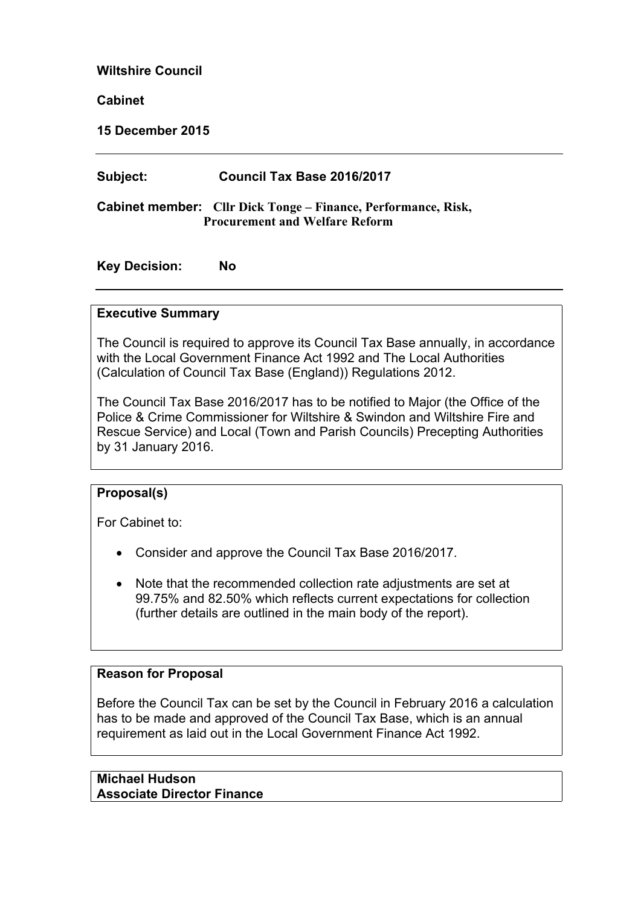**Wiltshire Council**

**Cabinet**

**15 December 2015**

---

**Subject:** **Council Tax Base 2016/2017**

**Cabinet member:** **Cllr Dick Tonge – Finance, Performance, Risk, Procurement and Welfare Reform**

**Key Decision:** **No**

---

## Executive Summary

The Council is required to approve its Council Tax Base annually, in accordance with the Local Government Finance Act 1992 and The Local Authorities (Calculation of Council Tax Base (England)) Regulations 2012.

The Council Tax Base 2016/2017 has to be notified to Major (the Office of the Police & Crime Commissioner for Wiltshire & Swindon and Wiltshire Fire and Rescue Service) and Local (Town and Parish Councils) Precepting Authorities by 31 January 2016.

## Proposal(s)

For Cabinet to:

- Consider and approve the Council Tax Base 2016/2017.
- Note that the recommended collection rate adjustments are set at 99.75% and 82.50% which reflects current expectations for collection (further details are outlined in the main body of the report).

## Reason for Proposal

Before the Council Tax can be set by the Council in February 2016 a calculation has to be made and approved of the Council Tax Base, which is an annual requirement as laid out in the Local Government Finance Act 1992.

**Michael Hudson**
**Associate Director Finance**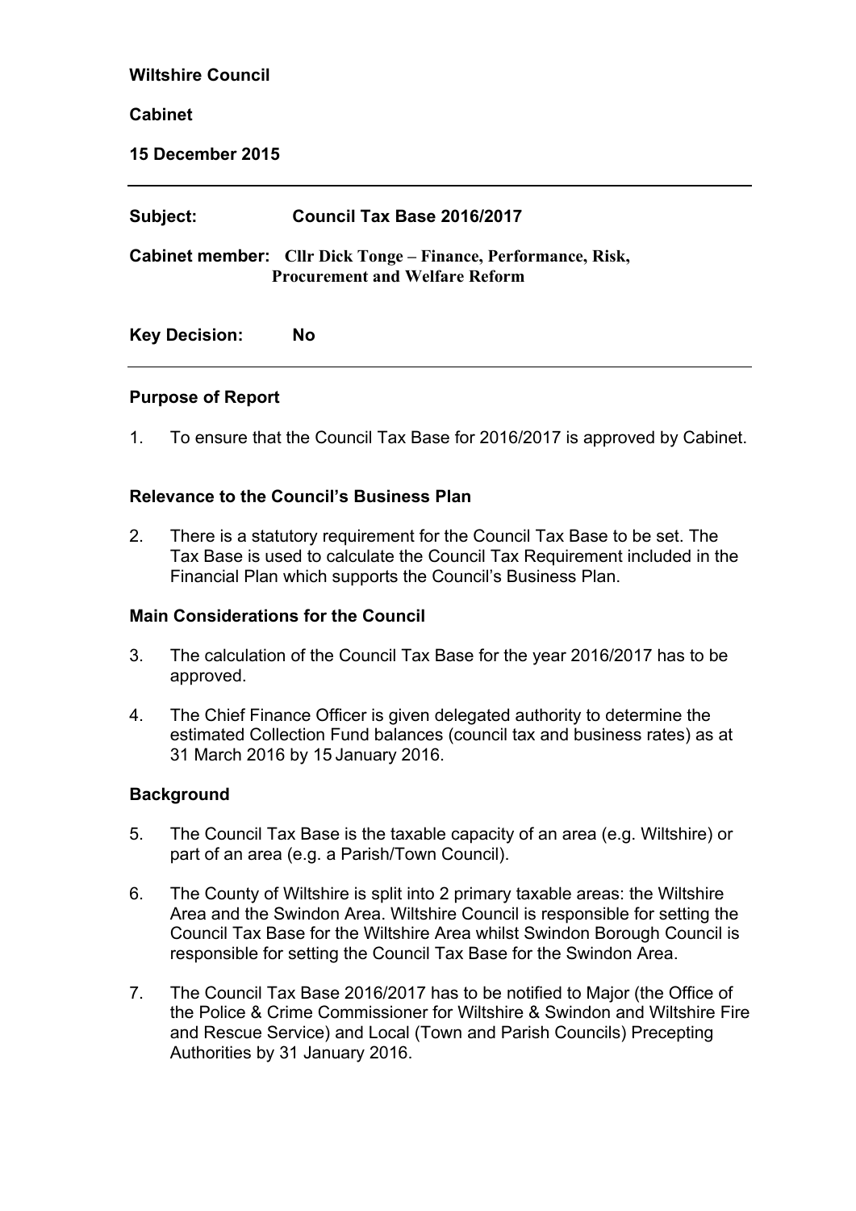**Wiltshire Council**

**Cabinet**

**15 December 2015**

---

**Subject:** **Council Tax Base 2016/2017**

**Cabinet member:** **Cllr Dick Tonge – Finance, Performance, Risk, Procurement and Welfare Reform**

**Key Decision:** **No**

---

## Purpose of Report

1. To ensure that the Council Tax Base for 2016/2017 is approved by Cabinet.

## Relevance to the Council's Business Plan

2. There is a statutory requirement for the Council Tax Base to be set. The Tax Base is used to calculate the Council Tax Requirement included in the Financial Plan which supports the Council's Business Plan.

## Main Considerations for the Council

3. The calculation of the Council Tax Base for the year 2016/2017 has to be approved.

4. The Chief Finance Officer is given delegated authority to determine the estimated Collection Fund balances (council tax and business rates) as at 31 March 2016 by 15 January 2016.

## Background

5. The Council Tax Base is the taxable capacity of an area (e.g. Wiltshire) or part of an area (e.g. a Parish/Town Council).

6. The County of Wiltshire is split into 2 primary taxable areas: the Wiltshire Area and the Swindon Area. Wiltshire Council is responsible for setting the Council Tax Base for the Wiltshire Area whilst Swindon Borough Council is responsible for setting the Council Tax Base for the Swindon Area.

7. The Council Tax Base 2016/2017 has to be notified to Major (the Office of the Police & Crime Commissioner for Wiltshire & Swindon and Wiltshire Fire and Rescue Service) and Local (Town and Parish Councils) Precepting Authorities by 31 January 2016.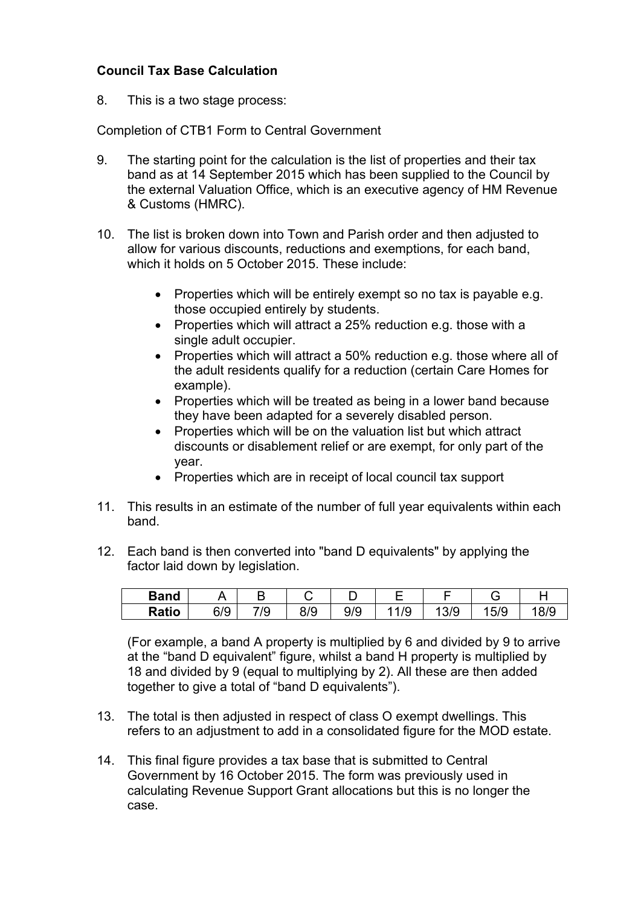**Council Tax Base Calculation**

8. This is a two stage process:

Completion of CTB1 Form to Central Government

9. The starting point for the calculation is the list of properties and their tax band as at 14 September 2015 which has been supplied to the Council by the external Valuation Office, which is an executive agency of HM Revenue & Customs (HMRC).

10. The list is broken down into Town and Parish order and then adjusted to allow for various discounts, reductions and exemptions, for each band, which it holds on 5 October 2015. These include:

    - Properties which will be entirely exempt so no tax is payable e.g. those occupied entirely by students.
    - Properties which will attract a 25% reduction e.g. those with a single adult occupier.
    - Properties which will attract a 50% reduction e.g. those where all of the adult residents qualify for a reduction (certain Care Homes for example).
    - Properties which will be treated as being in a lower band because they have been adapted for a severely disabled person.
    - Properties which will be on the valuation list but which attract discounts or disablement relief or are exempt, for only part of the year.
    - Properties which are in receipt of local council tax support

11. This results in an estimate of the number of full year equivalents within each band.

12. Each band is then converted into "band D equivalents" by applying the factor laid down by legislation.

| **Band** | A | B | C | D | E | F | G | H |
|---|---|---|---|---|---|---|---|---|
| **Ratio** | 6/9 | 7/9 | 8/9 | 9/9 | 11/9 | 13/9 | 15/9 | 18/9 |

(For example, a band A property is multiplied by 6 and divided by 9 to arrive at the "band D equivalent" figure, whilst a band H property is multiplied by 18 and divided by 9 (equal to multiplying by 2). All these are then added together to give a total of "band D equivalents").

13. The total is then adjusted in respect of class O exempt dwellings. This refers to an adjustment to add in a consolidated figure for the MOD estate.

14. This final figure provides a tax base that is submitted to Central Government by 16 October 2015. The form was previously used in calculating Revenue Support Grant allocations but this is no longer the case.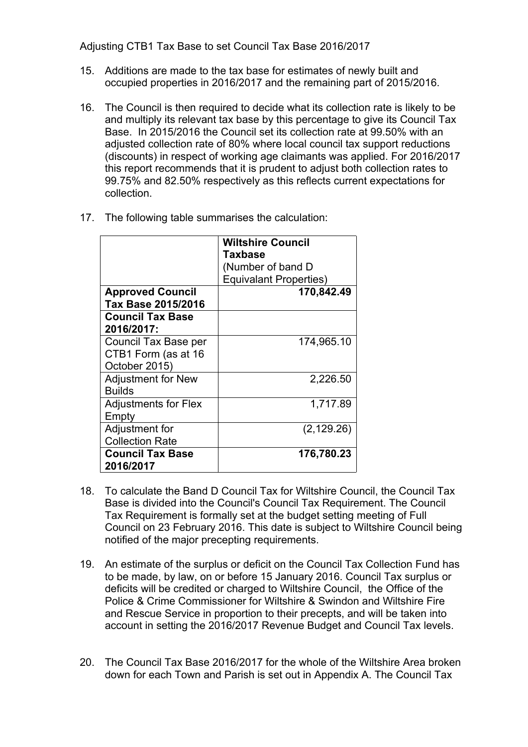Adjusting CTB1 Tax Base to set Council Tax Base 2016/2017

15. Additions are made to the tax base for estimates of newly built and occupied properties in 2016/2017 and the remaining part of 2015/2016.

16. The Council is then required to decide what its collection rate is likely to be and multiply its relevant tax base by this percentage to give its Council Tax Base. In 2015/2016 the Council set its collection rate at 99.50% with an adjusted collection rate of 80% where local council tax support reductions (discounts) in respect of working age claimants was applied. For 2016/2017 this report recommends that it is prudent to adjust both collection rates to 99.75% and 82.50% respectively as this reflects current expectations for collection.

17. The following table summarises the calculation:

| | **Wiltshire Council Taxbase** (Number of band D Equivalant Properties) |
|---|---|
| **Approved Council Tax Base 2015/2016** | **170,842.49** |
| **Council Tax Base 2016/2017:** | |
| Council Tax Base per CTB1 Form (as at 16 October 2015) | 174,965.10 |
| Adjustment for New Builds | 2,226.50 |
| Adjustments for Flex Empty | 1,717.89 |
| Adjustment for Collection Rate | (2,129.26) |
| **Council Tax Base 2016/2017** | **176,780.23** |

18. To calculate the Band D Council Tax for Wiltshire Council, the Council Tax Base is divided into the Council's Council Tax Requirement. The Council Tax Requirement is formally set at the budget setting meeting of Full Council on 23 February 2016. This date is subject to Wiltshire Council being notified of the major precepting requirements.

19. An estimate of the surplus or deficit on the Council Tax Collection Fund has to be made, by law, on or before 15 January 2016. Council Tax surplus or deficits will be credited or charged to Wiltshire Council, the Office of the Police & Crime Commissioner for Wiltshire & Swindon and Wiltshire Fire and Rescue Service in proportion to their precepts, and will be taken into account in setting the 2016/2017 Revenue Budget and Council Tax levels.

20. The Council Tax Base 2016/2017 for the whole of the Wiltshire Area broken down for each Town and Parish is set out in Appendix A. The Council Tax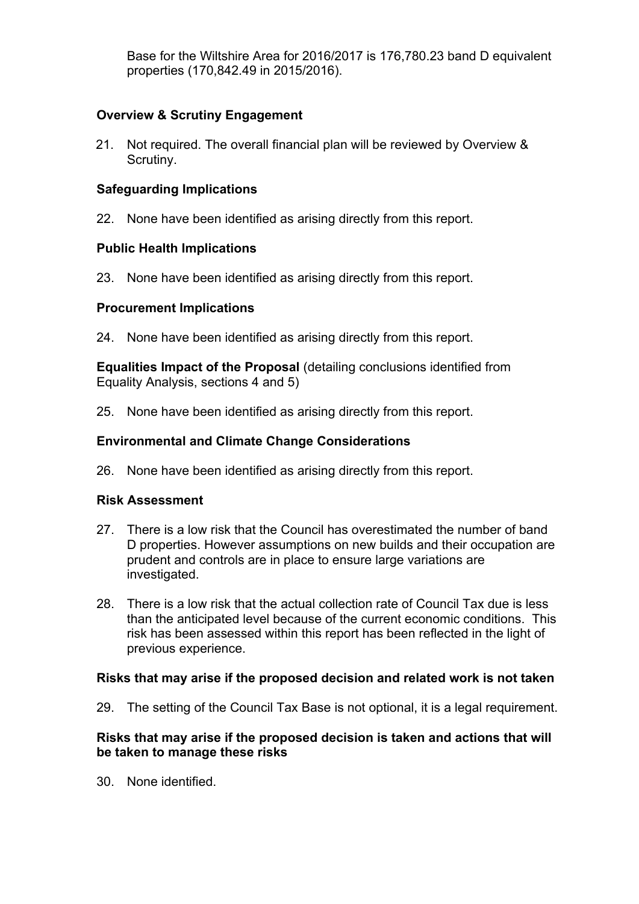Base for the Wiltshire Area for 2016/2017 is 176,780.23 band D equivalent properties (170,842.49 in 2015/2016).

**Overview & Scrutiny Engagement**

21. Not required. The overall financial plan will be reviewed by Overview & Scrutiny.

**Safeguarding Implications**

22. None have been identified as arising directly from this report.

**Public Health Implications**

23. None have been identified as arising directly from this report.

**Procurement Implications**

24. None have been identified as arising directly from this report.

**Equalities Impact of the Proposal** (detailing conclusions identified from Equality Analysis, sections 4 and 5)

25. None have been identified as arising directly from this report.

**Environmental and Climate Change Considerations**

26. None have been identified as arising directly from this report.

**Risk Assessment**

27. There is a low risk that the Council has overestimated the number of band D properties. However assumptions on new builds and their occupation are prudent and controls are in place to ensure large variations are investigated.

28. There is a low risk that the actual collection rate of Council Tax due is less than the anticipated level because of the current economic conditions. This risk has been assessed within this report has been reflected in the light of previous experience.

**Risks that may arise if the proposed decision and related work is not taken**

29. The setting of the Council Tax Base is not optional, it is a legal requirement.

**Risks that may arise if the proposed decision is taken and actions that will be taken to manage these risks**

30. None identified.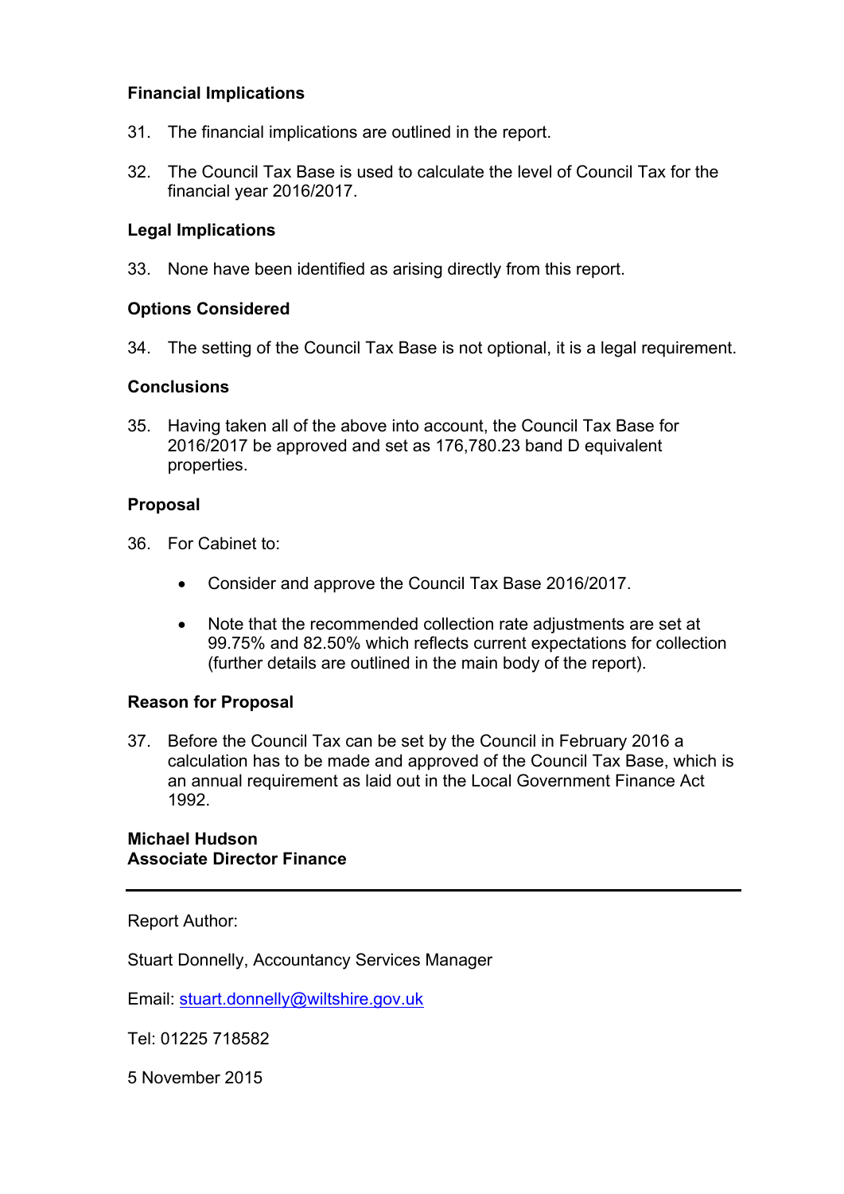**Financial Implications**

31. The financial implications are outlined in the report.

32. The Council Tax Base is used to calculate the level of Council Tax for the financial year 2016/2017.

**Legal Implications**

33. None have been identified as arising directly from this report.

**Options Considered**

34. The setting of the Council Tax Base is not optional, it is a legal requirement.

**Conclusions**

35. Having taken all of the above into account, the Council Tax Base for 2016/2017 be approved and set as 176,780.23 band D equivalent properties.

**Proposal**

36. For Cabinet to:

- Consider and approve the Council Tax Base 2016/2017.
- Note that the recommended collection rate adjustments are set at 99.75% and 82.50% which reflects current expectations for collection (further details are outlined in the main body of the report).

**Reason for Proposal**

37. Before the Council Tax can be set by the Council in February 2016 a calculation has to be made and approved of the Council Tax Base, which is an annual requirement as laid out in the Local Government Finance Act 1992.

**Michael Hudson**
**Associate Director Finance**

---

Report Author:

Stuart Donnelly, Accountancy Services Manager

Email: stuart.donnelly@wiltshire.gov.uk

Tel: 01225 718582

5 November 2015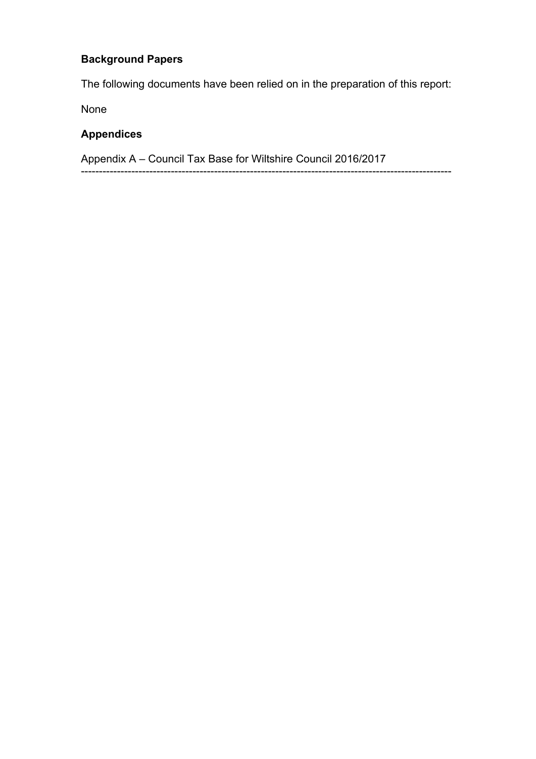## Background Papers

The following documents have been relied on in the preparation of this report:

None

## Appendices

Appendix A – Council Tax Base for Wiltshire Council 2016/2017

---